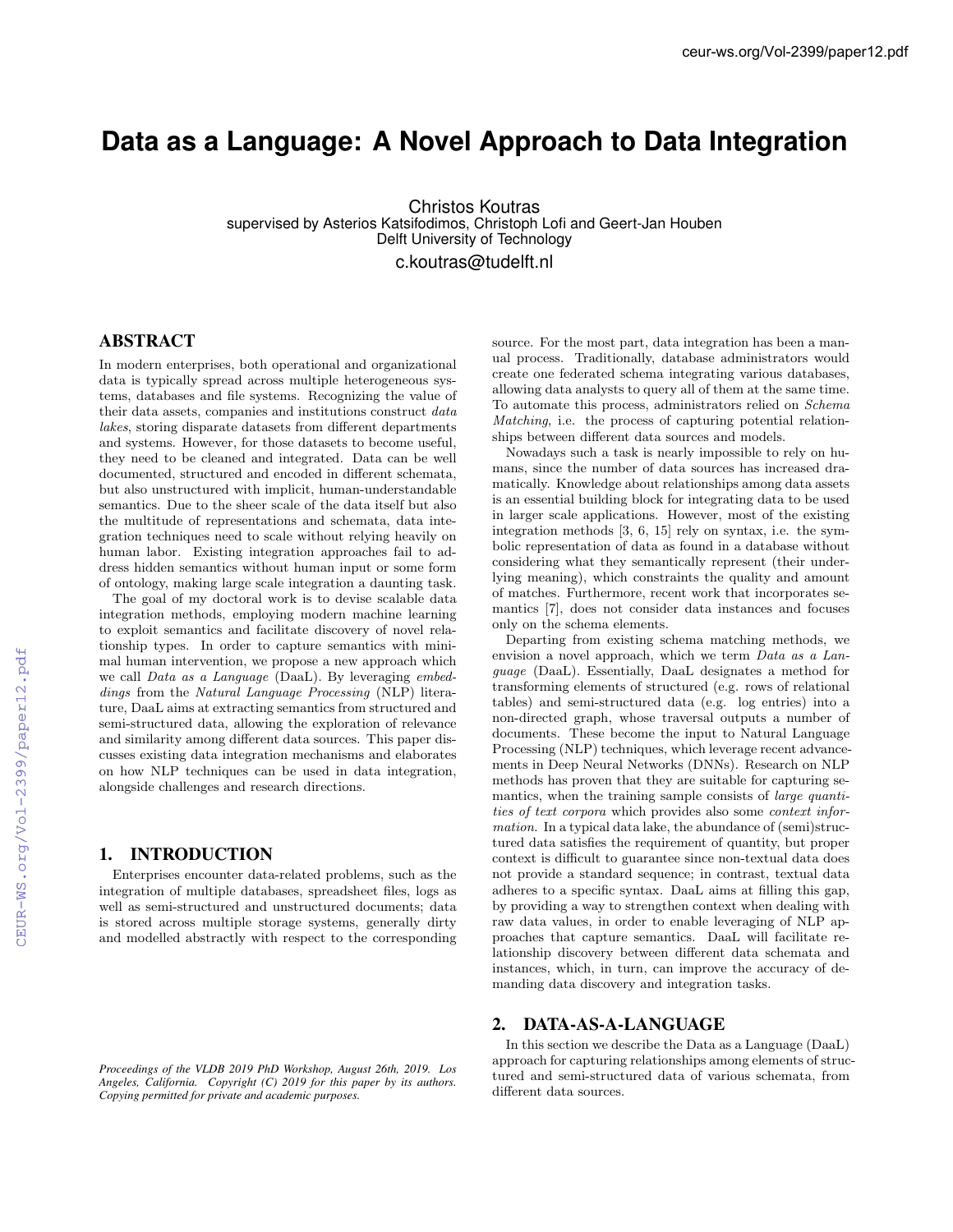# Data as a Language: A Novel Approach to Data Integration

Christos Koutras
supervised by Asterios Katsifodimos, Christoph Lofi and Geert-Jan Houben
Delft University of Technology
c.koutras@tudelft.nl

## ABSTRACT

In modern enterprises, both operational and organizational data is typically spread across multiple heterogeneous systems, databases and file systems. Recognizing the value of their data assets, companies and institutions construct *data lakes*, storing disparate datasets from different departments and systems. However, for those datasets to become useful, they need to be cleaned and integrated. Data can be well documented, structured and encoded in different schemata, but also unstructured with implicit, human-understandable semantics. Due to the sheer scale of the data itself but also the multitude of representations and schemata, data integration techniques need to scale without relying heavily on human labor. Existing integration approaches fail to address hidden semantics without human input or some form of ontology, making large scale integration a daunting task.

The goal of my doctoral work is to devise scalable data integration methods, employing modern machine learning to exploit semantics and facilitate discovery of novel relationship types. In order to capture semantics with minimal human intervention, we propose a new approach which we call *Data as a Language* (DaaL). By leveraging *embeddings* from the *Natural Language Processing* (NLP) literature, DaaL aims at extracting semantics from structured and semi-structured data, allowing the exploration of relevance and similarity among different data sources. This paper discusses existing data integration mechanisms and elaborates on how NLP techniques can be used in data integration, alongside challenges and research directions.

## 1. INTRODUCTION

Enterprises encounter data-related problems, such as the integration of multiple databases, spreadsheet files, logs as well as semi-structured and unstructured documents; data is stored across multiple storage systems, generally dirty and modelled abstractly with respect to the corresponding source. For the most part, data integration has been a manual process. Traditionally, database administrators would create one federated schema integrating various databases, allowing data analysts to query all of them at the same time. To automate this process, administrators relied on *Schema Matching*, i.e. the process of capturing potential relationships between different data sources and models.

Nowadays such a task is nearly impossible to rely on humans, since the number of data sources has increased dramatically. Knowledge about relationships among data assets is an essential building block for integrating data to be used in larger scale applications. However, most of the existing integration methods [3, 6, 15] rely on syntax, i.e. the symbolic representation of data as found in a database without considering what they semantically represent (their underlying meaning), which constraints the quality and amount of matches. Furthermore, recent work that incorporates semantics [7], does not consider data instances and focuses only on the schema elements.

Departing from existing schema matching methods, we envision a novel approach, which we term *Data as a Language* (DaaL). Essentially, DaaL designates a method for transforming elements of structured (e.g. rows of relational tables) and semi-structured data (e.g. log entries) into a non-directed graph, whose traversal outputs a number of documents. These become the input to Natural Language Processing (NLP) techniques, which leverage recent advancements in Deep Neural Networks (DNNs). Research on NLP methods has proven that they are suitable for capturing semantics, when the training sample consists of *large quantities of text corpora* which provides also some *context information*. In a typical data lake, the abundance of (semi)structured data satisfies the requirement of quantity, but proper context is difficult to guarantee since non-textual data does not provide a standard sequence; in contrast, textual data adheres to a specific syntax. DaaL aims at filling this gap, by providing a way to strengthen context when dealing with raw data values, in order to enable leveraging of NLP approaches that capture semantics. DaaL will facilitate relationship discovery between different data schemata and instances, which, in turn, can improve the accuracy of demanding data discovery and integration tasks.

## 2. DATA-AS-A-LANGUAGE

In this section we describe the Data as a Language (DaaL) approach for capturing relationships among elements of structured and semi-structured data of various schemata, from different data sources.

*Proceedings of the VLDB 2019 PhD Workshop, August 26th, 2019. Los Angeles, California. Copyright (C) 2019 for this paper by its authors. Copying permitted for private and academic purposes.*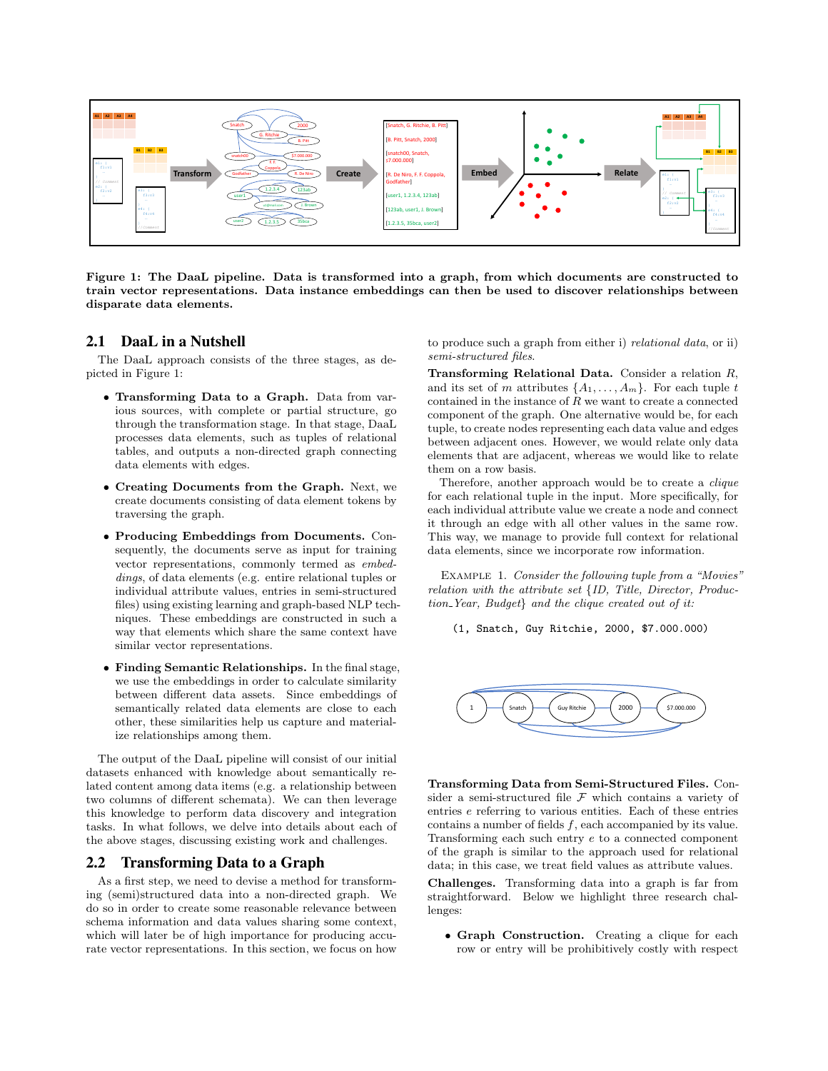**Figure 1: The DaaL pipeline. Data is transformed into a graph, from which documents are constructed to train vector representations. Data instance embeddings can then be used to discover relationships between disparate data elements.**

## 2.1 DaaL in a Nutshell

The DaaL approach consists of the three stages, as depicted in Figure 1:

- **Transforming Data to a Graph.** Data from various sources, with complete or partial structure, go through the transformation stage. In that stage, DaaL processes data elements, such as tuples of relational tables, and outputs a non-directed graph connecting data elements with edges.
- **Creating Documents from the Graph.** Next, we create documents consisting of data element tokens by traversing the graph.
- **Producing Embeddings from Documents.** Consequently, the documents serve as input for training vector representations, commonly termed as *embeddings*, of data elements (e.g. entire relational tuples or individual attribute values, entries in semi-structured files) using existing learning and graph-based NLP techniques. These embeddings are constructed in such a way that elements which share the same context have similar vector representations.
- **Finding Semantic Relationships.** In the final stage, we use the embeddings in order to calculate similarity between different data assets. Since embeddings of semantically related data elements are close to each other, these similarities help us capture and materialize relationships among them.

The output of the DaaL pipeline will consist of our initial datasets enhanced with knowledge about semantically related content among data items (e.g. a relationship between two columns of different schemata). We can then leverage this knowledge to perform data discovery and integration tasks. In what follows, we delve into details about each of the above stages, discussing existing work and challenges.

## 2.2 Transforming Data to a Graph

As a first step, we need to devise a method for transforming (semi)structured data into a non-directed graph. We do so in order to create some reasonable relevance between schema information and data values sharing some context, which will later be of high importance for producing accurate vector representations. In this section, we focus on how to produce such a graph from either i) *relational data*, or ii) *semi-structured files*.

**Transforming Relational Data.** Consider a relation $R$, and its set of $m$ attributes $\{A_1, \ldots, A_m\}$. For each tuple $t$ contained in the instance of $R$ we want to create a connected component of the graph. One alternative would be, for each tuple, to create nodes representing each data value and edges between adjacent ones. However, we would relate only data elements that are adjacent, whereas we would like to relate them on a row basis.

Therefore, another approach would be to create a *clique* for each relational tuple in the input. More specifically, for each individual attribute value we create a node and connect it through an edge with all other values in the same row. This way, we manage to provide full context for relational data elements, since we incorporate row information.

Example 1. *Consider the following tuple from a "Movies" relation with the attribute set {ID, Title, Director, Production_Year, Budget} and the clique created out of it:*

```
(1, Snatch, Guy Ritchie, 2000, $7.000.000)
```

**Transforming Data from Semi-Structured Files.** Consider a semi-structured file $\mathcal{F}$ which contains a variety of entries $e$ referring to various entities. Each of these entries contains a number of fields $f$, each accompanied by its value. Transforming each such entry $e$ to a connected component of the graph is similar to the approach used for relational data; in this case, we treat field values as attribute values.

**Challenges.** Transforming data into a graph is far from straightforward. Below we highlight three research challenges:

- **Graph Construction.** Creating a clique for each row or entry will be prohibitively costly with respect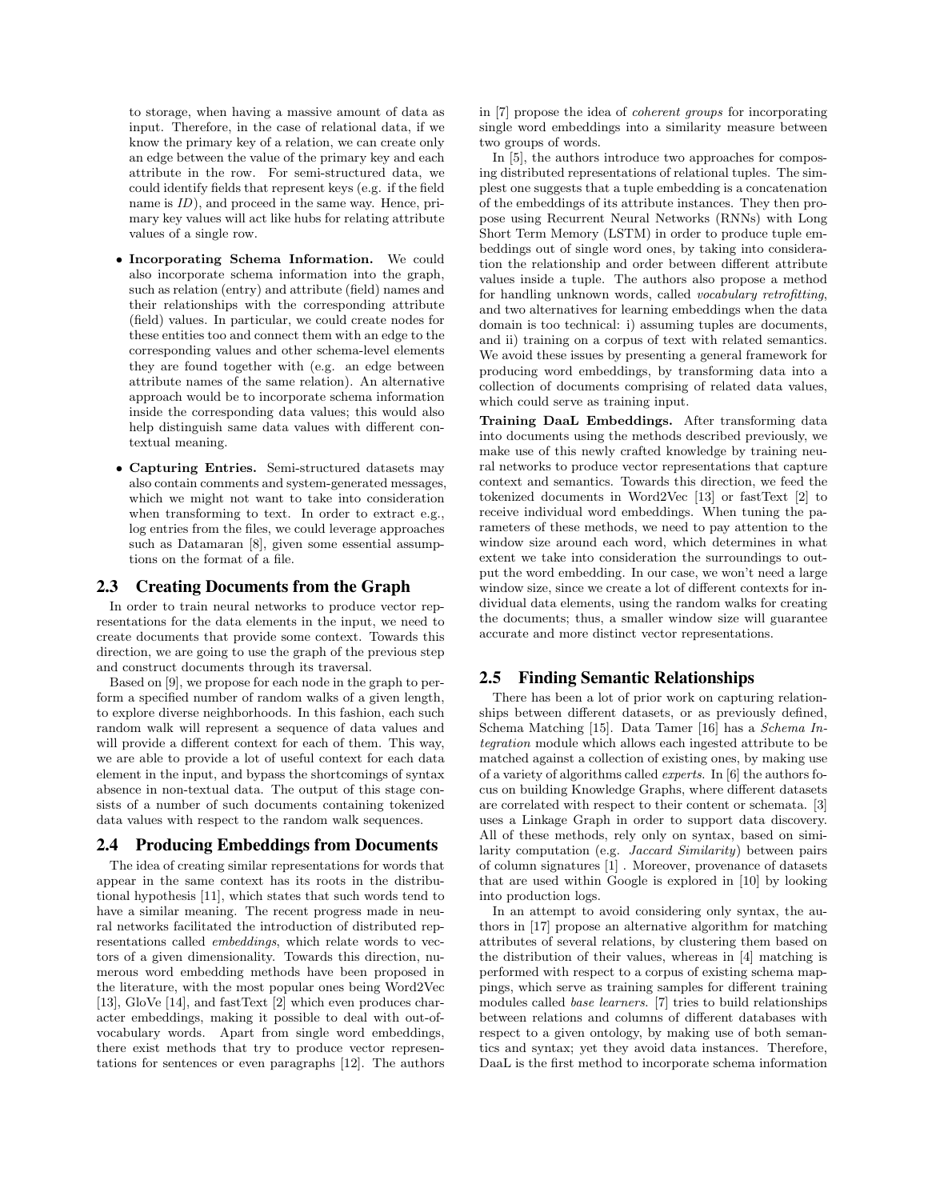to storage, when having a massive amount of data as input. Therefore, in the case of relational data, if we know the primary key of a relation, we can create only an edge between the value of the primary key and each attribute in the row. For semi-structured data, we could identify fields that represent keys (e.g. if the field name is *ID*), and proceed in the same way. Hence, primary key values will act like hubs for relating attribute values of a single row.

- **Incorporating Schema Information.** We could also incorporate schema information into the graph, such as relation (entry) and attribute (field) names and their relationships with the corresponding attribute (field) values. In particular, we could create nodes for these entities too and connect them with an edge to the corresponding values and other schema-level elements they are found together with (e.g. an edge between attribute names of the same relation). An alternative approach would be to incorporate schema information inside the corresponding data values; this would also help distinguish same data values with different contextual meaning.
- **Capturing Entries.** Semi-structured datasets may also contain comments and system-generated messages, which we might not want to take into consideration when transforming to text. In order to extract e.g., log entries from the files, we could leverage approaches such as Datamaran [8], given some essential assumptions on the format of a file.

## 2.3 Creating Documents from the Graph

In order to train neural networks to produce vector representations for the data elements in the input, we need to create documents that provide some context. Towards this direction, we are going to use the graph of the previous step and construct documents through its traversal.

Based on [9], we propose for each node in the graph to perform a specified number of random walks of a given length, to explore diverse neighborhoods. In this fashion, each such random walk will represent a sequence of data values and will provide a different context for each of them. This way, we are able to provide a lot of useful context for each data element in the input, and bypass the shortcomings of syntax absence in non-textual data. The output of this stage consists of a number of such documents containing tokenized data values with respect to the random walk sequences.

## 2.4 Producing Embeddings from Documents

The idea of creating similar representations for words that appear in the same context has its roots in the distributional hypothesis [11], which states that such words tend to have a similar meaning. The recent progress made in neural networks facilitated the introduction of distributed representations called *embeddings*, which relate words to vectors of a given dimensionality. Towards this direction, numerous word embedding methods have been proposed in the literature, with the most popular ones being Word2Vec [13], GloVe [14], and fastText [2] which even produces character embeddings, making it possible to deal with out-of-vocabulary words. Apart from single word embeddings, there exist methods that try to produce vector representations for sentences or even paragraphs [12]. The authors in [7] propose the idea of *coherent groups* for incorporating single word embeddings into a similarity measure between two groups of words.

In [5], the authors introduce two approaches for composing distributed representations of relational tuples. The simplest one suggests that a tuple embedding is a concatenation of the embeddings of its attribute instances. They then propose using Recurrent Neural Networks (RNNs) with Long Short Term Memory (LSTM) in order to produce tuple embeddings out of single word ones, by taking into consideration the relationship and order between different attribute values inside a tuple. The authors also propose a method for handling unknown words, called *vocabulary retrofitting*, and two alternatives for learning embeddings when the data domain is too technical: i) assuming tuples are documents, and ii) training on a corpus of text with related semantics. We avoid these issues by presenting a general framework for producing word embeddings, by transforming data into a collection of documents comprising of related data values, which could serve as training input.

**Training DaaL Embeddings.** After transforming data into documents using the methods described previously, we make use of this newly crafted knowledge by training neural networks to produce vector representations that capture context and semantics. Towards this direction, we feed the tokenized documents in Word2Vec [13] or fastText [2] to receive individual word embeddings. When tuning the parameters of these methods, we need to pay attention to the window size around each word, which determines in what extent we take into consideration the surroundings to output the word embedding. In our case, we won't need a large window size, since we create a lot of different contexts for individual data elements, using the random walks for creating the documents; thus, a smaller window size will guarantee accurate and more distinct vector representations.

## 2.5 Finding Semantic Relationships

There has been a lot of prior work on capturing relationships between different datasets, or as previously defined, Schema Matching [15]. Data Tamer [16] has a *Schema Integration* module which allows each ingested attribute to be matched against a collection of existing ones, by making use of a variety of algorithms called *experts*. In [6] the authors focus on building Knowledge Graphs, where different datasets are correlated with respect to their content or schemata. [3] uses a Linkage Graph in order to support data discovery. All of these methods, rely only on syntax, based on similarity computation (e.g. *Jaccard Similarity*) between pairs of column signatures [1] . Moreover, provenance of datasets that are used within Google is explored in [10] by looking into production logs.

In an attempt to avoid considering only syntax, the authors in [17] propose an alternative algorithm for matching attributes of several relations, by clustering them based on the distribution of their values, whereas in [4] matching is performed with respect to a corpus of existing schema mappings, which serve as training samples for different training modules called *base learners*. [7] tries to build relationships between relations and columns of different databases with respect to a given ontology, by making use of both semantics and syntax; yet they avoid data instances. Therefore, DaaL is the first method to incorporate schema information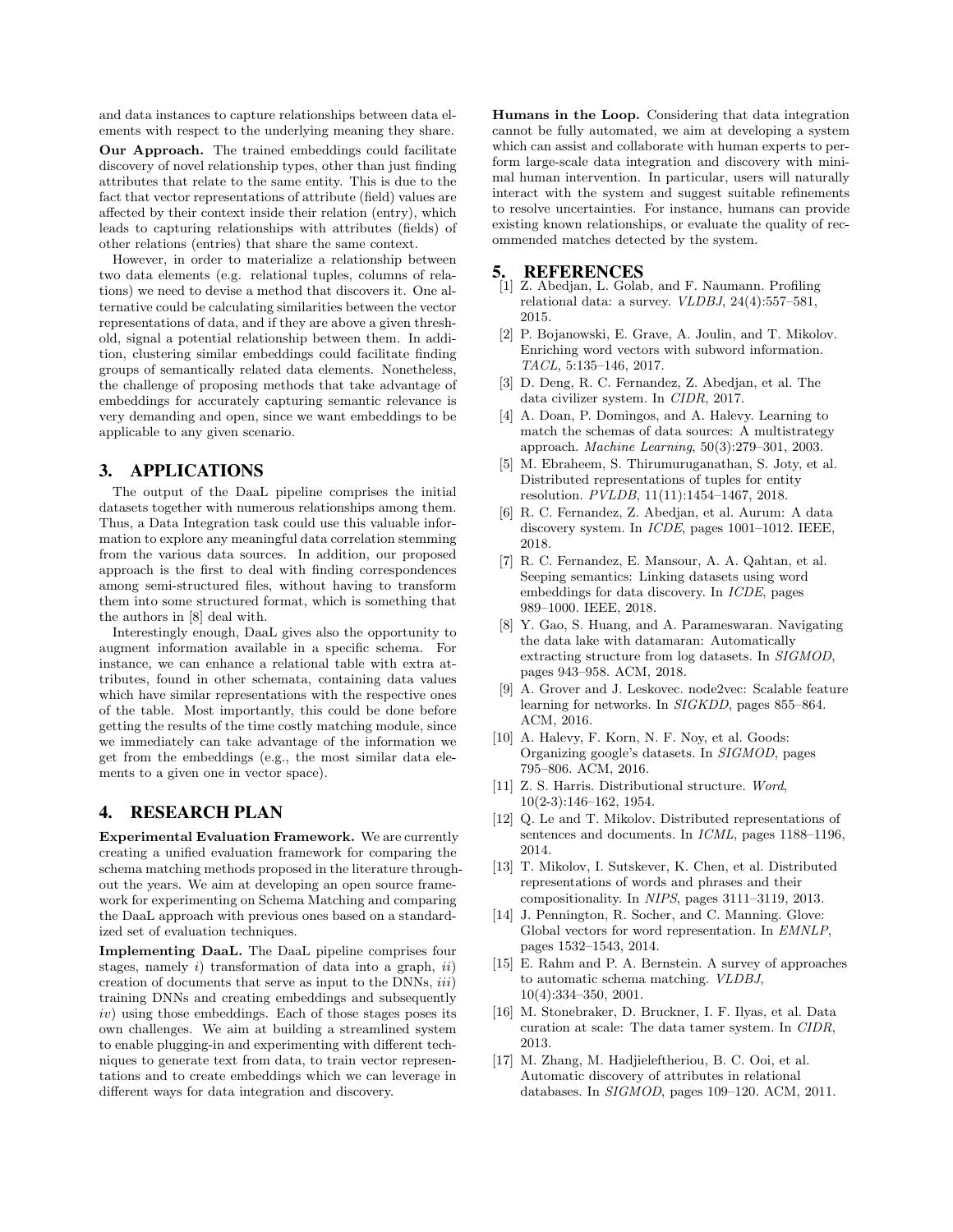and data instances to capture relationships between data elements with respect to the underlying meaning they share.

**Our Approach.** The trained embeddings could facilitate discovery of novel relationship types, other than just finding attributes that relate to the same entity. This is due to the fact that vector representations of attribute (field) values are affected by their context inside their relation (entry), which leads to capturing relationships with attributes (fields) of other relations (entries) that share the same context.

However, in order to materialize a relationship between two data elements (e.g. relational tuples, columns of relations) we need to devise a method that discovers it. One alternative could be calculating similarities between the vector representations of data, and if they are above a given threshold, signal a potential relationship between them. In addition, clustering similar embeddings could facilitate finding groups of semantically related data elements. Nonetheless, the challenge of proposing methods that take advantage of embeddings for accurately capturing semantic relevance is very demanding and open, since we want embeddings to be applicable to any given scenario.

## 3. APPLICATIONS

The output of the DaaL pipeline comprises the initial datasets together with numerous relationships among them. Thus, a Data Integration task could use this valuable information to explore any meaningful data correlation stemming from the various data sources. In addition, our proposed approach is the first to deal with finding correspondences among semi-structured files, without having to transform them into some structured format, which is something that the authors in [8] deal with.

Interestingly enough, DaaL gives also the opportunity to augment information available in a specific schema. For instance, we can enhance a relational table with extra attributes, found in other schemata, containing data values which have similar representations with the respective ones of the table. Most importantly, this could be done before getting the results of the time costly matching module, since we immediately can take advantage of the information we get from the embeddings (e.g., the most similar data elements to a given one in vector space).

## 4. RESEARCH PLAN

**Experimental Evaluation Framework.** We are currently creating a unified evaluation framework for comparing the schema matching methods proposed in the literature throughout the years. We aim at developing an open source framework for experimenting on Schema Matching and comparing the DaaL approach with previous ones based on a standardized set of evaluation techniques.

**Implementing DaaL.** The DaaL pipeline comprises four stages, namely *i*) transformation of data into a graph, *ii*) creation of documents that serve as input to the DNNs, *iii*) training DNNs and creating embeddings and subsequently *iv*) using those embeddings. Each of those stages poses its own challenges. We aim at building a streamlined system to enable plugging-in and experimenting with different techniques to generate text from data, to train vector representations and to create embeddings which we can leverage in different ways for data integration and discovery.

**Humans in the Loop.** Considering that data integration cannot be fully automated, we aim at developing a system which can assist and collaborate with human experts to perform large-scale data integration and discovery with minimal human intervention. In particular, users will naturally interact with the system and suggest suitable refinements to resolve uncertainties. For instance, humans can provide existing known relationships, or evaluate the quality of recommended matches detected by the system.

## 5. REFERENCES

[1] Z. Abedjan, L. Golab, and F. Naumann. Profiling relational data: a survey. *VLDBJ*, 24(4):557–581, 2015.

[2] P. Bojanowski, E. Grave, A. Joulin, and T. Mikolov. Enriching word vectors with subword information. *TACL*, 5:135–146, 2017.

[3] D. Deng, R. C. Fernandez, Z. Abedjan, et al. The data civilizer system. In *CIDR*, 2017.

[4] A. Doan, P. Domingos, and A. Halevy. Learning to match the schemas of data sources: A multistrategy approach. *Machine Learning*, 50(3):279–301, 2003.

[5] M. Ebraheem, S. Thirumuruganathan, S. Joty, et al. Distributed representations of tuples for entity resolution. *PVLDB*, 11(11):1454–1467, 2018.

[6] R. C. Fernandez, Z. Abedjan, et al. Aurum: A data discovery system. In *ICDE*, pages 1001–1012. IEEE, 2018.

[7] R. C. Fernandez, E. Mansour, A. A. Qahtan, et al. Seeping semantics: Linking datasets using word embeddings for data discovery. In *ICDE*, pages 989–1000. IEEE, 2018.

[8] Y. Gao, S. Huang, and A. Parameswaran. Navigating the data lake with datamaran: Automatically extracting structure from log datasets. In *SIGMOD*, pages 943–958. ACM, 2018.

[9] A. Grover and J. Leskovec. node2vec: Scalable feature learning for networks. In *SIGKDD*, pages 855–864. ACM, 2016.

[10] A. Halevy, F. Korn, N. F. Noy, et al. Goods: Organizing google's datasets. In *SIGMOD*, pages 795–806. ACM, 2016.

[11] Z. S. Harris. Distributional structure. *Word*, 10(2-3):146–162, 1954.

[12] Q. Le and T. Mikolov. Distributed representations of sentences and documents. In *ICML*, pages 1188–1196, 2014.

[13] T. Mikolov, I. Sutskever, K. Chen, et al. Distributed representations of words and phrases and their compositionality. In *NIPS*, pages 3111–3119, 2013.

[14] J. Pennington, R. Socher, and C. Manning. Glove: Global vectors for word representation. In *EMNLP*, pages 1532–1543, 2014.

[15] E. Rahm and P. A. Bernstein. A survey of approaches to automatic schema matching. *VLDBJ*, 10(4):334–350, 2001.

[16] M. Stonebraker, D. Bruckner, I. F. Ilyas, et al. Data curation at scale: The data tamer system. In *CIDR*, 2013.

[17] M. Zhang, M. Hadjieleftheriou, B. C. Ooi, et al. Automatic discovery of attributes in relational databases. In *SIGMOD*, pages 109–120. ACM, 2011.